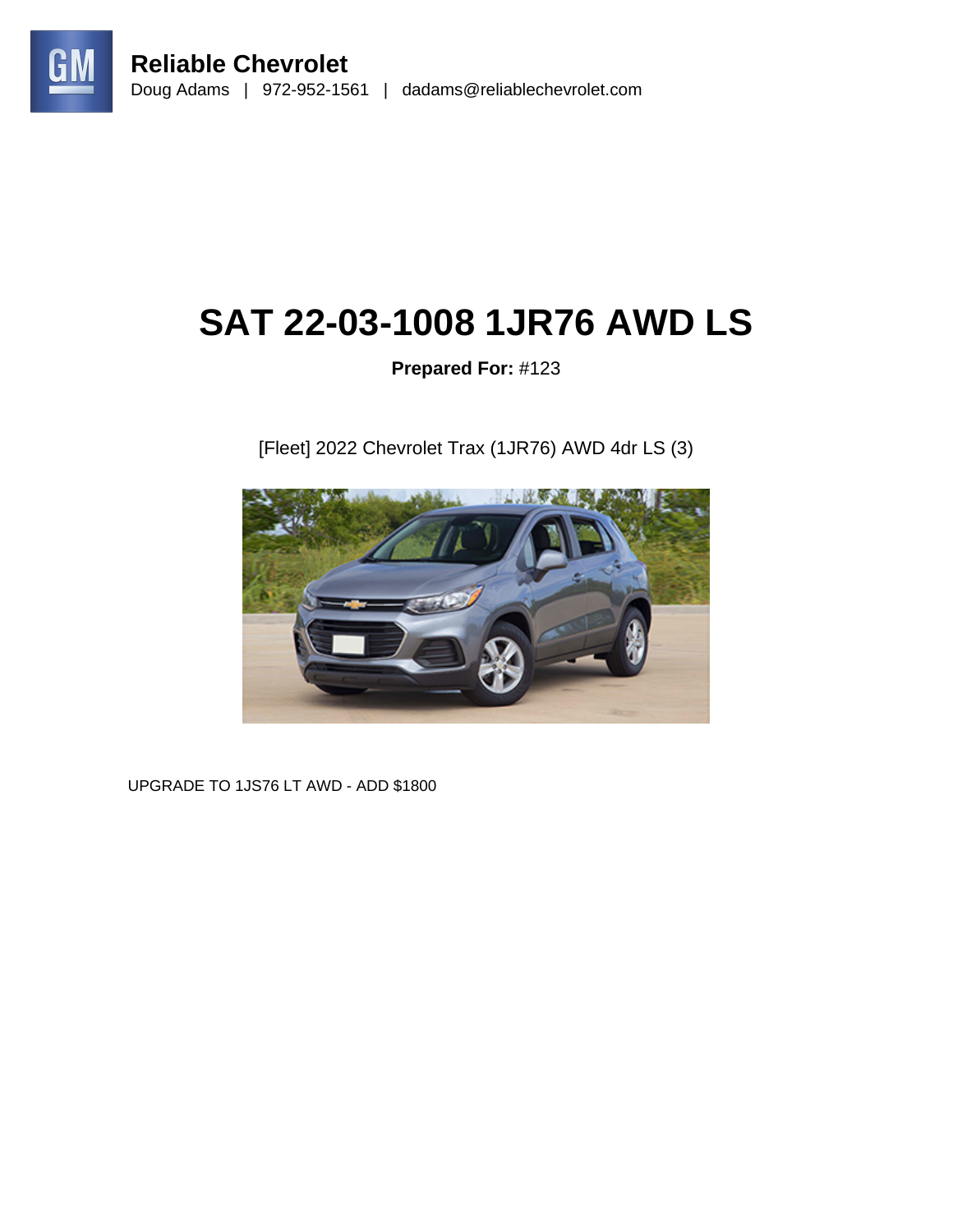**Reliable Chevrolet**
Doug Adams | 972-952-1561 | dadams@reliablechevrolet.com

# SAT 22-03-1008 1JR76 AWD LS

**Prepared For:** #123

[Fleet] 2022 Chevrolet Trax (1JR76) AWD 4dr LS (3)

UPGRADE TO 1JS76 LT AWD - ADD $1800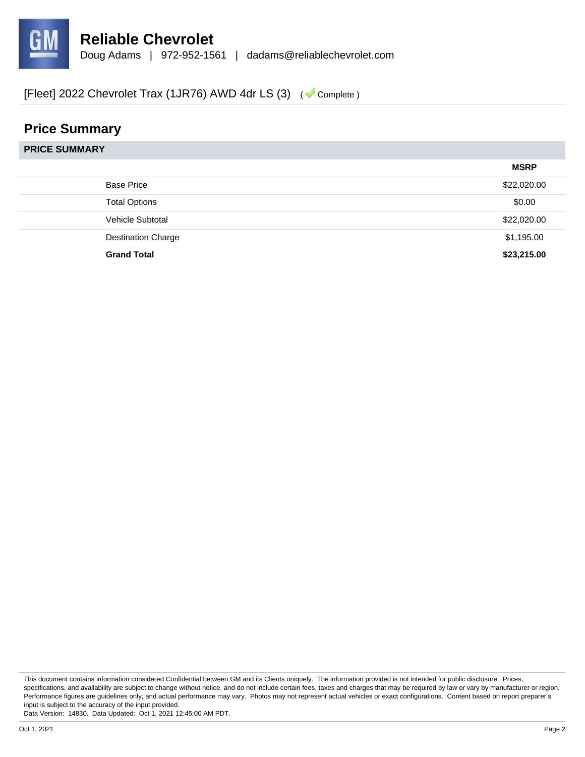# Reliable Chevrolet

Doug Adams | 972-952-1561 | dadams@reliablechevrolet.com

[Fleet] 2022 Chevrolet Trax (1JR76) AWD 4dr LS (3) ( Complete )

## Price Summary

| PRICE SUMMARY | |
|---|---|
| | **MSRP** |
| Base Price | $22,020.00 |
| Total Options | $0.00 |
| Vehicle Subtotal | $22,020.00 |
| Destination Charge | $1,195.00 |
| **Grand Total** | **$23,215.00** |

This document contains information considered Confidential between GM and its Clients uniquely. The information provided is not intended for public disclosure. Prices, specifications, and availability are subject to change without notice, and do not include certain fees, taxes and charges that may be required by law or vary by manufacturer or region. Performance figures are guidelines only, and actual performance may vary. Photos may not represent actual vehicles or exact configurations. Content based on report preparer's input is subject to the accuracy of the input provided.
Data Version: 14830. Data Updated: Oct 1, 2021 12:45:00 AM PDT.

Oct 1, 2021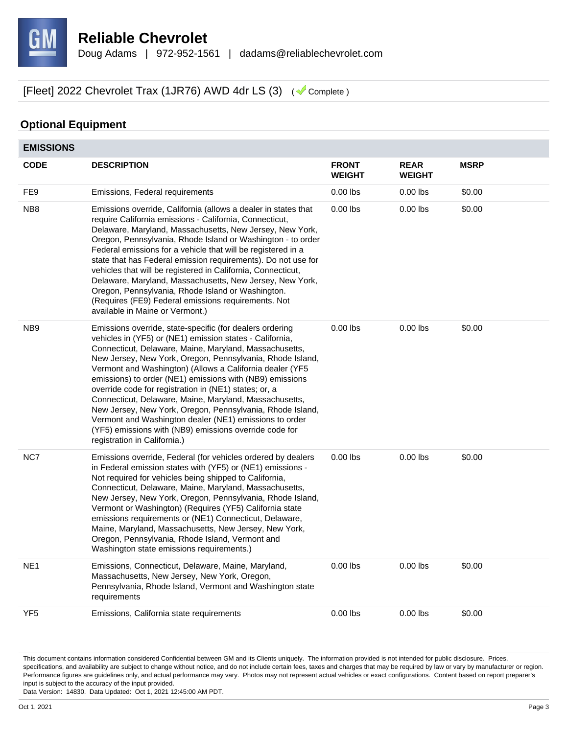# Reliable Chevrolet

Doug Adams | 972-952-1561 | dadams@reliablechevrolet.com

[Fleet] 2022 Chevrolet Trax (1JR76) AWD 4dr LS (3) ( Complete )

## Optional Equipment

### EMISSIONS

| CODE | DESCRIPTION | FRONT WEIGHT | REAR WEIGHT | MSRP |
|---|---|---|---|---|
| FE9 | Emissions, Federal requirements | 0.00 lbs | 0.00 lbs | $0.00 |
| NB8 | Emissions override, California (allows a dealer in states that require California emissions - California, Connecticut, Delaware, Maryland, Massachusetts, New Jersey, New York, Oregon, Pennsylvania, Rhode Island or Washington - to order Federal emissions for a vehicle that will be registered in a state that has Federal emission requirements). Do not use for vehicles that will be registered in California, Connecticut, Delaware, Maryland, Massachusetts, New Jersey, New York, Oregon, Pennsylvania, Rhode Island or Washington. (Requires (FE9) Federal emissions requirements. Not available in Maine or Vermont.) | 0.00 lbs | 0.00 lbs | $0.00 |
| NB9 | Emissions override, state-specific (for dealers ordering vehicles in (YF5) or (NE1) emission states - California, Connecticut, Delaware, Maine, Maryland, Massachusetts, New Jersey, New York, Oregon, Pennsylvania, Rhode Island, Vermont and Washington) (Allows a California dealer (YF5 emissions) to order (NE1) emissions with (NB9) emissions override code for registration in (NE1) states; or, a Connecticut, Delaware, Maine, Maryland, Massachusetts, New Jersey, New York, Oregon, Pennsylvania, Rhode Island, Vermont and Washington dealer (NE1) emissions to order (YF5) emissions with (NB9) emissions override code for registration in California.) | 0.00 lbs | 0.00 lbs | $0.00 |
| NC7 | Emissions override, Federal (for vehicles ordered by dealers in Federal emission states with (YF5) or (NE1) emissions - Not required for vehicles being shipped to California, Connecticut, Delaware, Maine, Maryland, Massachusetts, New Jersey, New York, Oregon, Pennsylvania, Rhode Island, Vermont or Washington) (Requires (YF5) California state emissions requirements or (NE1) Connecticut, Delaware, Maine, Maryland, Massachusetts, New Jersey, New York, Oregon, Pennsylvania, Rhode Island, Vermont and Washington state emissions requirements.) | 0.00 lbs | 0.00 lbs | $0.00 |
| NE1 | Emissions, Connecticut, Delaware, Maine, Maryland, Massachusetts, New Jersey, New York, Oregon, Pennsylvania, Rhode Island, Vermont and Washington state requirements | 0.00 lbs | 0.00 lbs | $0.00 |
| YF5 | Emissions, California state requirements | 0.00 lbs | 0.00 lbs | $0.00 |

This document contains information considered Confidential between GM and its Clients uniquely. The information provided is not intended for public disclosure. Prices, specifications, and availability are subject to change without notice, and do not include certain fees, taxes and charges that may be required by law or vary by manufacturer or region. Performance figures are guidelines only, and actual performance may vary. Photos may not represent actual vehicles or exact configurations. Content based on report preparer's input is subject to the accuracy of the input provided.
Data Version: 14830. Data Updated: Oct 1, 2021 12:45:00 AM PDT.

Oct 1, 2021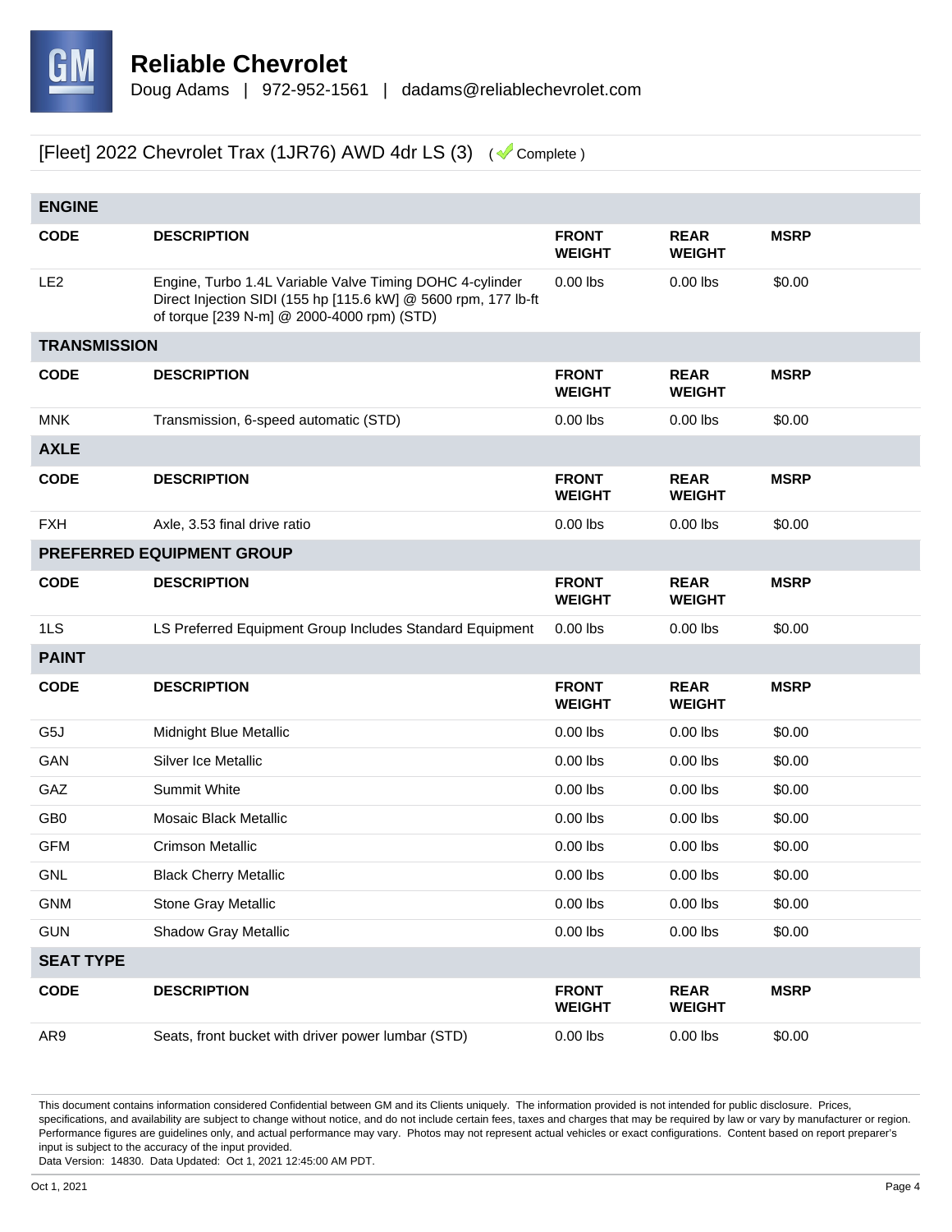# Reliable Chevrolet

Doug Adams | 972-952-1561 | dadams@reliablechevrolet.com

## [Fleet] 2022 Chevrolet Trax (1JR76) AWD 4dr LS (3) ( Complete )

### ENGINE

| CODE | DESCRIPTION | FRONT WEIGHT | REAR WEIGHT | MSRP |
|---|---|---|---|---|
| LE2 | Engine, Turbo 1.4L Variable Valve Timing DOHC 4-cylinder Direct Injection SIDI (155 hp [115.6 kW] @ 5600 rpm, 177 lb-ft of torque [239 N-m] @ 2000-4000 rpm) (STD) | 0.00 lbs | 0.00 lbs | $0.00 |

### TRANSMISSION

| CODE | DESCRIPTION | FRONT WEIGHT | REAR WEIGHT | MSRP |
|---|---|---|---|---|
| MNK | Transmission, 6-speed automatic (STD) | 0.00 lbs | 0.00 lbs | $0.00 |

### AXLE

| CODE | DESCRIPTION | FRONT WEIGHT | REAR WEIGHT | MSRP |
|---|---|---|---|---|
| FXH | Axle, 3.53 final drive ratio | 0.00 lbs | 0.00 lbs | $0.00 |

### PREFERRED EQUIPMENT GROUP

| CODE | DESCRIPTION | FRONT WEIGHT | REAR WEIGHT | MSRP |
|---|---|---|---|---|
| 1LS | LS Preferred Equipment Group Includes Standard Equipment | 0.00 lbs | 0.00 lbs | $0.00 |

### PAINT

| CODE | DESCRIPTION | FRONT WEIGHT | REAR WEIGHT | MSRP |
|---|---|---|---|---|
| G5J | Midnight Blue Metallic | 0.00 lbs | 0.00 lbs | $0.00 |
| GAN | Silver Ice Metallic | 0.00 lbs | 0.00 lbs | $0.00 |
| GAZ | Summit White | 0.00 lbs | 0.00 lbs | $0.00 |
| GB0 | Mosaic Black Metallic | 0.00 lbs | 0.00 lbs | $0.00 |
| GFM | Crimson Metallic | 0.00 lbs | 0.00 lbs | $0.00 |
| GNL | Black Cherry Metallic | 0.00 lbs | 0.00 lbs | $0.00 |
| GNM | Stone Gray Metallic | 0.00 lbs | 0.00 lbs | $0.00 |
| GUN | Shadow Gray Metallic | 0.00 lbs | 0.00 lbs | $0.00 |

### SEAT TYPE

| CODE | DESCRIPTION | FRONT WEIGHT | REAR WEIGHT | MSRP |
|---|---|---|---|---|
| AR9 | Seats, front bucket with driver power lumbar (STD) | 0.00 lbs | 0.00 lbs | $0.00 |

This document contains information considered Confidential between GM and its Clients uniquely. The information provided is not intended for public disclosure. Prices, specifications, and availability are subject to change without notice, and do not include certain fees, taxes and charges that may be required by law or vary by manufacturer or region. Performance figures are guidelines only, and actual performance may vary. Photos may not represent actual vehicles or exact configurations. Content based on report preparer's input is subject to the accuracy of the input provided.
Data Version: 14830. Data Updated: Oct 1, 2021 12:45:00 AM PDT.

Oct 1, 2021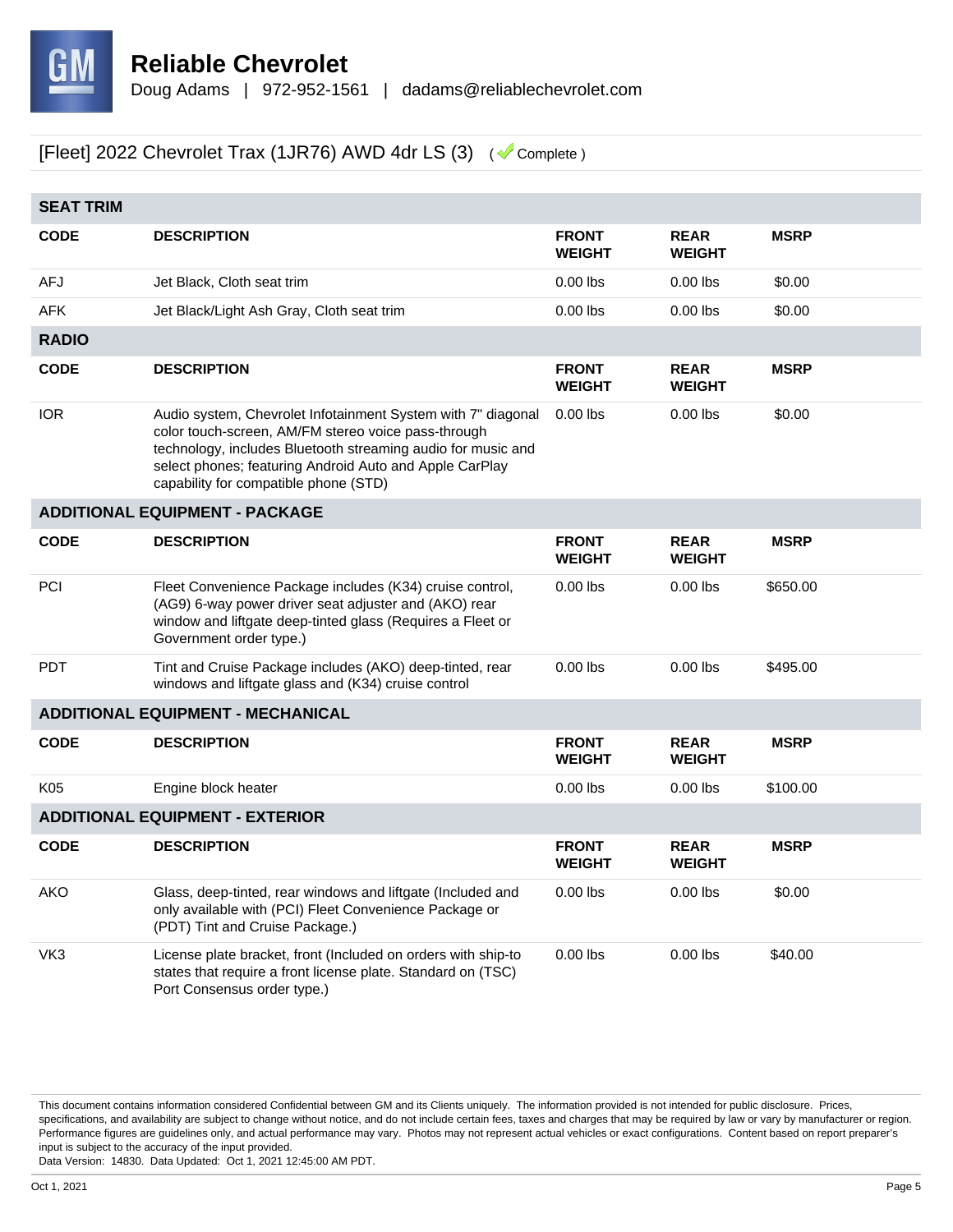# Reliable Chevrolet

Doug Adams | 972-952-1561 | dadams@reliablechevrolet.com

## [Fleet] 2022 Chevrolet Trax (1JR76) AWD 4dr LS (3) ( Complete )

### SEAT TRIM

| CODE | DESCRIPTION | FRONT WEIGHT | REAR WEIGHT | MSRP |
|---|---|---|---|---|
| AFJ | Jet Black, Cloth seat trim | 0.00 lbs | 0.00 lbs | $0.00 |
| AFK | Jet Black/Light Ash Gray, Cloth seat trim | 0.00 lbs | 0.00 lbs | $0.00 |

### RADIO

| CODE | DESCRIPTION | FRONT WEIGHT | REAR WEIGHT | MSRP |
|---|---|---|---|---|
| IOR | Audio system, Chevrolet Infotainment System with 7" diagonal color touch-screen, AM/FM stereo voice pass-through technology, includes Bluetooth streaming audio for music and select phones; featuring Android Auto and Apple CarPlay capability for compatible phone (STD) | 0.00 lbs | 0.00 lbs | $0.00 |

### ADDITIONAL EQUIPMENT - PACKAGE

| CODE | DESCRIPTION | FRONT WEIGHT | REAR WEIGHT | MSRP |
|---|---|---|---|---|
| PCI | Fleet Convenience Package includes (K34) cruise control, (AG9) 6-way power driver seat adjuster and (AKO) rear window and liftgate deep-tinted glass (Requires a Fleet or Government order type.) | 0.00 lbs | 0.00 lbs | $650.00 |
| PDT | Tint and Cruise Package includes (AKO) deep-tinted, rear windows and liftgate glass and (K34) cruise control | 0.00 lbs | 0.00 lbs | $495.00 |

### ADDITIONAL EQUIPMENT - MECHANICAL

| CODE | DESCRIPTION | FRONT WEIGHT | REAR WEIGHT | MSRP |
|---|---|---|---|---|
| K05 | Engine block heater | 0.00 lbs | 0.00 lbs | $100.00 |

### ADDITIONAL EQUIPMENT - EXTERIOR

| CODE | DESCRIPTION | FRONT WEIGHT | REAR WEIGHT | MSRP |
|---|---|---|---|---|
| AKO | Glass, deep-tinted, rear windows and liftgate (Included and only available with (PCI) Fleet Convenience Package or (PDT) Tint and Cruise Package.) | 0.00 lbs | 0.00 lbs | $0.00 |
| VK3 | License plate bracket, front (Included on orders with ship-to states that require a front license plate. Standard on (TSC) Port Consensus order type.) | 0.00 lbs | 0.00 lbs | $40.00 |

This document contains information considered Confidential between GM and its Clients uniquely. The information provided is not intended for public disclosure. Prices, specifications, and availability are subject to change without notice, and do not include certain fees, taxes and charges that may be required by law or vary by manufacturer or region. Performance figures are guidelines only, and actual performance may vary. Photos may not represent actual vehicles or exact configurations. Content based on report preparer's input is subject to the accuracy of the input provided.
Data Version: 14830. Data Updated: Oct 1, 2021 12:45:00 AM PDT.

Oct 1, 2021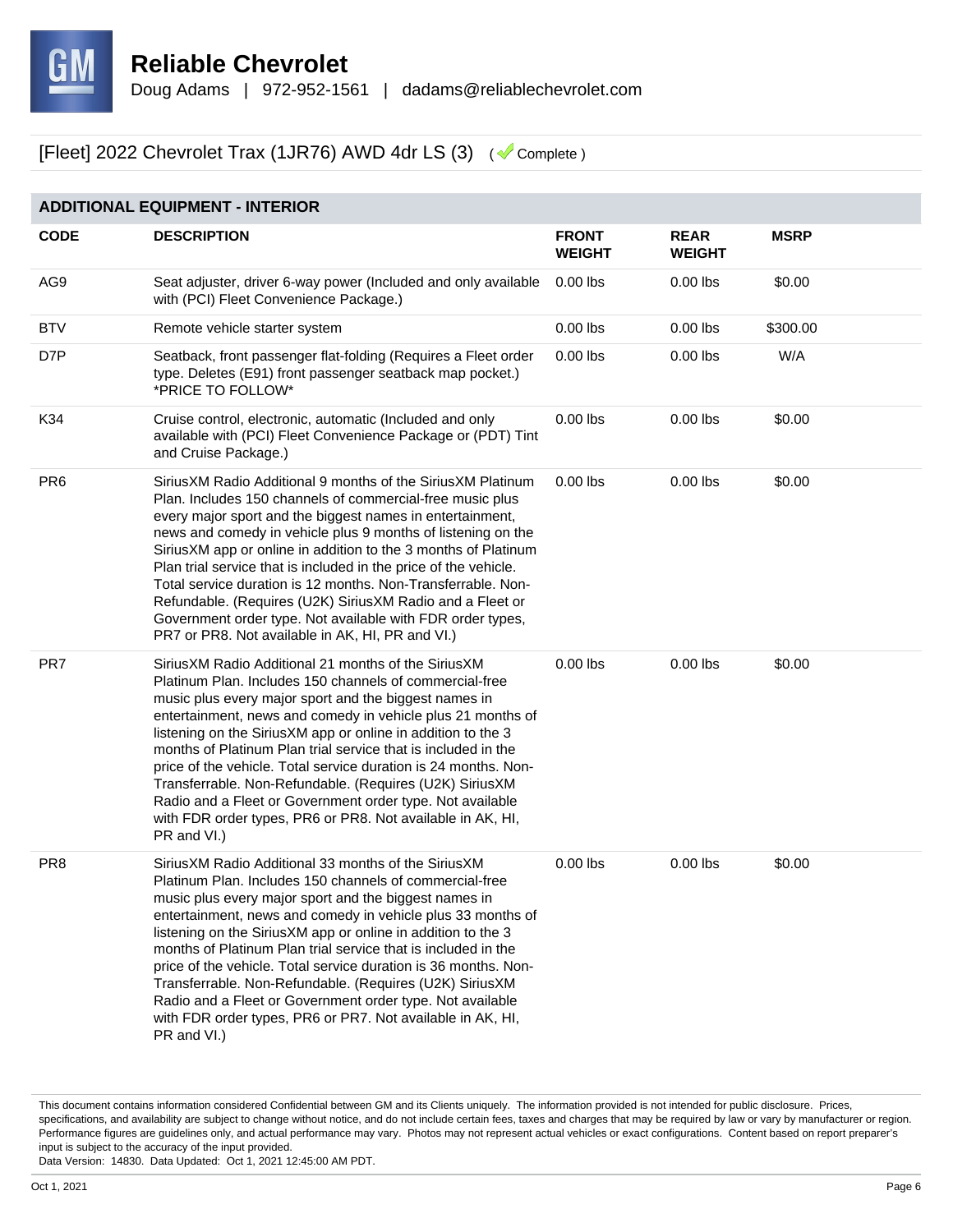**Reliable Chevrolet**
Doug Adams | 972-952-1561 | dadams@reliablechevrolet.com

[Fleet] 2022 Chevrolet Trax (1JR76) AWD 4dr LS (3) ( Complete )

## ADDITIONAL EQUIPMENT - INTERIOR

| CODE | DESCRIPTION | FRONT WEIGHT | REAR WEIGHT | MSRP |
|---|---|---|---|---|
| AG9 | Seat adjuster, driver 6-way power (Included and only available with (PCI) Fleet Convenience Package.) | 0.00 lbs | 0.00 lbs | $0.00 |
| BTV | Remote vehicle starter system | 0.00 lbs | 0.00 lbs | $300.00 |
| D7P | Seatback, front passenger flat-folding (Requires a Fleet order type. Deletes (E91) front passenger seatback map pocket.) *PRICE TO FOLLOW* | 0.00 lbs | 0.00 lbs | W/A |
| K34 | Cruise control, electronic, automatic (Included and only available with (PCI) Fleet Convenience Package or (PDT) Tint and Cruise Package.) | 0.00 lbs | 0.00 lbs | $0.00 |
| PR6 | SiriusXM Radio Additional 9 months of the SiriusXM Platinum Plan. Includes 150 channels of commercial-free music plus every major sport and the biggest names in entertainment, news and comedy in vehicle plus 9 months of listening on the SiriusXM app or online in addition to the 3 months of Platinum Plan trial service that is included in the price of the vehicle. Total service duration is 12 months. Non-Transferrable. Non-Refundable. (Requires (U2K) SiriusXM Radio and a Fleet or Government order type. Not available with FDR order types, PR7 or PR8. Not available in AK, HI, PR and VI.) | 0.00 lbs | 0.00 lbs | $0.00 |
| PR7 | SiriusXM Radio Additional 21 months of the SiriusXM Platinum Plan. Includes 150 channels of commercial-free music plus every major sport and the biggest names in entertainment, news and comedy in vehicle plus 21 months of listening on the SiriusXM app or online in addition to the 3 months of Platinum Plan trial service that is included in the price of the vehicle. Total service duration is 24 months. Non-Transferrable. Non-Refundable. (Requires (U2K) SiriusXM Radio and a Fleet or Government order type. Not available with FDR order types, PR6 or PR8. Not available in AK, HI, PR and VI.) | 0.00 lbs | 0.00 lbs | $0.00 |
| PR8 | SiriusXM Radio Additional 33 months of the SiriusXM Platinum Plan. Includes 150 channels of commercial-free music plus every major sport and the biggest names in entertainment, news and comedy in vehicle plus 33 months of listening on the SiriusXM app or online in addition to the 3 months of Platinum Plan trial service that is included in the price of the vehicle. Total service duration is 36 months. Non-Transferrable. Non-Refundable. (Requires (U2K) SiriusXM Radio and a Fleet or Government order type. Not available with FDR order types, PR6 or PR7. Not available in AK, HI, PR and VI.) | 0.00 lbs | 0.00 lbs | $0.00 |

This document contains information considered Confidential between GM and its Clients uniquely. The information provided is not intended for public disclosure. Prices, specifications, and availability are subject to change without notice, and do not include certain fees, taxes and charges that may be required by law or vary by manufacturer or region. Performance figures are guidelines only, and actual performance may vary. Photos may not represent actual vehicles or exact configurations. Content based on report preparer's input is subject to the accuracy of the input provided.
Data Version: 14830. Data Updated: Oct 1, 2021 12:45:00 AM PDT.

Oct 1, 2021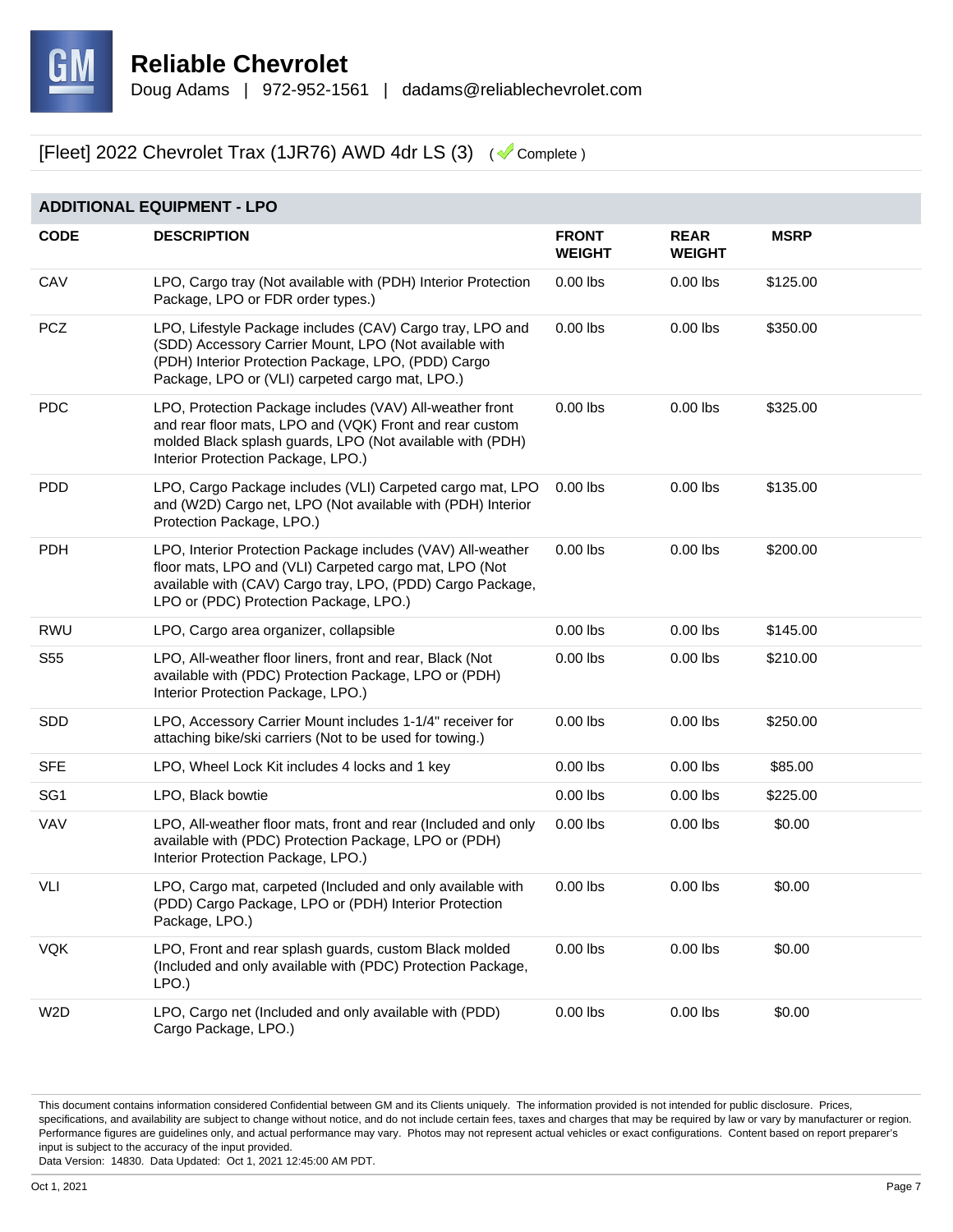# Reliable Chevrolet

Doug Adams | 972-952-1561 | dadams@reliablechevrolet.com

[Fleet] 2022 Chevrolet Trax (1JR76) AWD 4dr LS (3) ( Complete )

## ADDITIONAL EQUIPMENT - LPO

| CODE | DESCRIPTION | FRONT WEIGHT | REAR WEIGHT | MSRP |
|---|---|---|---|---|
| CAV | LPO, Cargo tray (Not available with (PDH) Interior Protection Package, LPO or FDR order types.) | 0.00 lbs | 0.00 lbs | $125.00 |
| PCZ | LPO, Lifestyle Package includes (CAV) Cargo tray, LPO and (SDD) Accessory Carrier Mount, LPO (Not available with (PDH) Interior Protection Package, LPO, (PDD) Cargo Package, LPO or (VLI) carpeted cargo mat, LPO.) | 0.00 lbs | 0.00 lbs | $350.00 |
| PDC | LPO, Protection Package includes (VAV) All-weather front and rear floor mats, LPO and (VQK) Front and rear custom molded Black splash guards, LPO (Not available with (PDH) Interior Protection Package, LPO.) | 0.00 lbs | 0.00 lbs | $325.00 |
| PDD | LPO, Cargo Package includes (VLI) Carpeted cargo mat, LPO and (W2D) Cargo net, LPO (Not available with (PDH) Interior Protection Package, LPO.) | 0.00 lbs | 0.00 lbs | $135.00 |
| PDH | LPO, Interior Protection Package includes (VAV) All-weather floor mats, LPO and (VLI) Carpeted cargo mat, LPO (Not available with (CAV) Cargo tray, LPO, (PDD) Cargo Package, LPO or (PDC) Protection Package, LPO.) | 0.00 lbs | 0.00 lbs | $200.00 |
| RWU | LPO, Cargo area organizer, collapsible | 0.00 lbs | 0.00 lbs | $145.00 |
| S55 | LPO, All-weather floor liners, front and rear, Black (Not available with (PDC) Protection Package, LPO or (PDH) Interior Protection Package, LPO.) | 0.00 lbs | 0.00 lbs | $210.00 |
| SDD | LPO, Accessory Carrier Mount includes 1-1/4" receiver for attaching bike/ski carriers (Not to be used for towing.) | 0.00 lbs | 0.00 lbs | $250.00 |
| SFE | LPO, Wheel Lock Kit includes 4 locks and 1 key | 0.00 lbs | 0.00 lbs | $85.00 |
| SG1 | LPO, Black bowtie | 0.00 lbs | 0.00 lbs | $225.00 |
| VAV | LPO, All-weather floor mats, front and rear (Included and only available with (PDC) Protection Package, LPO or (PDH) Interior Protection Package, LPO.) | 0.00 lbs | 0.00 lbs | $0.00 |
| VLI | LPO, Cargo mat, carpeted (Included and only available with (PDD) Cargo Package, LPO or (PDH) Interior Protection Package, LPO.) | 0.00 lbs | 0.00 lbs | $0.00 |
| VQK | LPO, Front and rear splash guards, custom Black molded (Included and only available with (PDC) Protection Package, LPO.) | 0.00 lbs | 0.00 lbs | $0.00 |
| W2D | LPO, Cargo net (Included and only available with (PDD) Cargo Package, LPO.) | 0.00 lbs | 0.00 lbs | $0.00 |

This document contains information considered Confidential between GM and its Clients uniquely. The information provided is not intended for public disclosure. Prices, specifications, and availability are subject to change without notice, and do not include certain fees, taxes and charges that may be required by law or vary by manufacturer or region. Performance figures are guidelines only, and actual performance may vary. Photos may not represent actual vehicles or exact configurations. Content based on report preparer's input is subject to the accuracy of the input provided.
Data Version: 14830. Data Updated: Oct 1, 2021 12:45:00 AM PDT.

Oct 1, 2021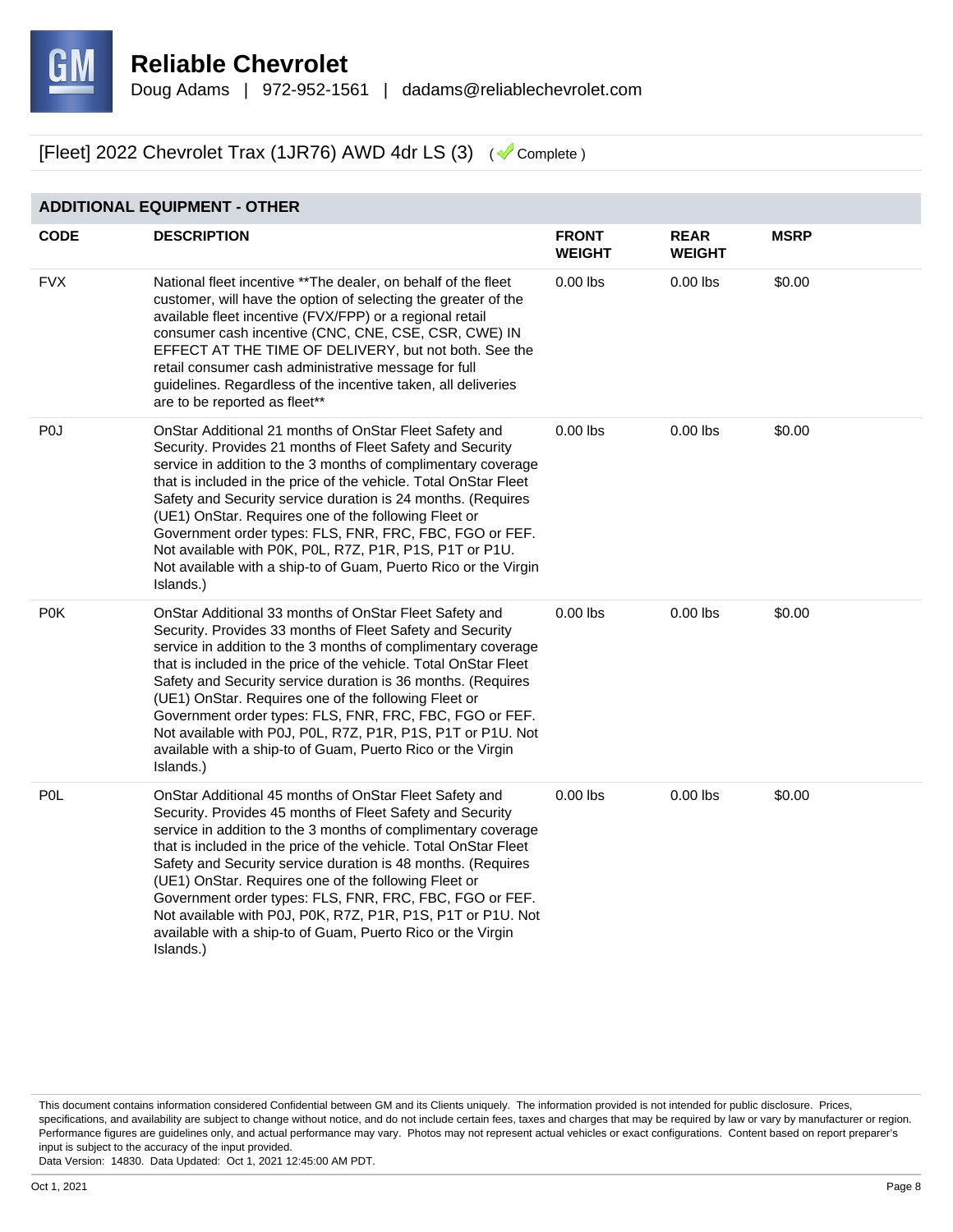**Reliable Chevrolet**

Doug Adams | 972-952-1561 | dadams@reliablechevrolet.com

[Fleet] 2022 Chevrolet Trax (1JR76) AWD 4dr LS (3) ( Complete )

## ADDITIONAL EQUIPMENT - OTHER

| CODE | DESCRIPTION | FRONT WEIGHT | REAR WEIGHT | MSRP |
|---|---|---|---|---|
| FVX | National fleet incentive **The dealer, on behalf of the fleet customer, will have the option of selecting the greater of the available fleet incentive (FVX/FPP) or a regional retail consumer cash incentive (CNC, CNE, CSE, CSR, CWE) IN EFFECT AT THE TIME OF DELIVERY, but not both. See the retail consumer cash administrative message for full guidelines. Regardless of the incentive taken, all deliveries are to be reported as fleet** | 0.00 lbs | 0.00 lbs | $0.00 |
| P0J | OnStar Additional 21 months of OnStar Fleet Safety and Security. Provides 21 months of Fleet Safety and Security service in addition to the 3 months of complimentary coverage that is included in the price of the vehicle. Total OnStar Fleet Safety and Security service duration is 24 months. (Requires (UE1) OnStar. Requires one of the following Fleet or Government order types: FLS, FNR, FRC, FBC, FGO or FEF. Not available with P0K, P0L, R7Z, P1R, P1S, P1T or P1U. Not available with a ship-to of Guam, Puerto Rico or the Virgin Islands.) | 0.00 lbs | 0.00 lbs | $0.00 |
| P0K | OnStar Additional 33 months of OnStar Fleet Safety and Security. Provides 33 months of Fleet Safety and Security service in addition to the 3 months of complimentary coverage that is included in the price of the vehicle. Total OnStar Fleet Safety and Security service duration is 36 months. (Requires (UE1) OnStar. Requires one of the following Fleet or Government order types: FLS, FNR, FRC, FBC, FGO or FEF. Not available with P0J, P0L, R7Z, P1R, P1S, P1T or P1U. Not available with a ship-to of Guam, Puerto Rico or the Virgin Islands.) | 0.00 lbs | 0.00 lbs | $0.00 |
| P0L | OnStar Additional 45 months of OnStar Fleet Safety and Security. Provides 45 months of Fleet Safety and Security service in addition to the 3 months of complimentary coverage that is included in the price of the vehicle. Total OnStar Fleet Safety and Security service duration is 48 months. (Requires (UE1) OnStar. Requires one of the following Fleet or Government order types: FLS, FNR, FRC, FBC, FGO or FEF. Not available with P0J, P0K, R7Z, P1R, P1S, P1T or P1U. Not available with a ship-to of Guam, Puerto Rico or the Virgin Islands.) | 0.00 lbs | 0.00 lbs | $0.00 |

This document contains information considered Confidential between GM and its Clients uniquely. The information provided is not intended for public disclosure. Prices, specifications, and availability are subject to change without notice, and do not include certain fees, taxes and charges that may be required by law or vary by manufacturer or region. Performance figures are guidelines only, and actual performance may vary. Photos may not represent actual vehicles or exact configurations. Content based on report preparer's input is subject to the accuracy of the input provided.
Data Version: 14830. Data Updated: Oct 1, 2021 12:45:00 AM PDT.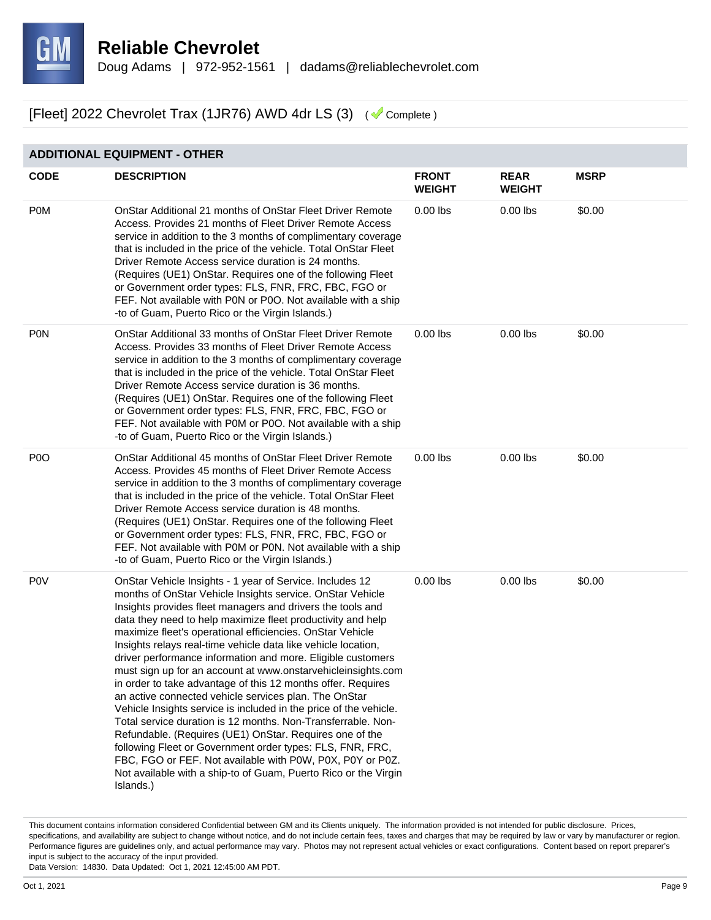# Reliable Chevrolet

Doug Adams | 972-952-1561 | dadams@reliablechevrolet.com

## [Fleet] 2022 Chevrolet Trax (1JR76) AWD 4dr LS (3) ( Complete )

### ADDITIONAL EQUIPMENT - OTHER

| CODE | DESCRIPTION | FRONT WEIGHT | REAR WEIGHT | MSRP |
|---|---|---|---|---|
| P0M | OnStar Additional 21 months of OnStar Fleet Driver Remote Access. Provides 21 months of Fleet Driver Remote Access service in addition to the 3 months of complimentary coverage that is included in the price of the vehicle. Total OnStar Fleet Driver Remote Access service duration is 24 months. (Requires (UE1) OnStar. Requires one of the following Fleet or Government order types: FLS, FNR, FRC, FBC, FGO or FEF. Not available with P0N or P0O. Not available with a ship -to of Guam, Puerto Rico or the Virgin Islands.) | 0.00 lbs | 0.00 lbs | $0.00 |
| P0N | OnStar Additional 33 months of OnStar Fleet Driver Remote Access. Provides 33 months of Fleet Driver Remote Access service in addition to the 3 months of complimentary coverage that is included in the price of the vehicle. Total OnStar Fleet Driver Remote Access service duration is 36 months. (Requires (UE1) OnStar. Requires one of the following Fleet or Government order types: FLS, FNR, FRC, FBC, FGO or FEF. Not available with P0M or P0O. Not available with a ship -to of Guam, Puerto Rico or the Virgin Islands.) | 0.00 lbs | 0.00 lbs | $0.00 |
| P0O | OnStar Additional 45 months of OnStar Fleet Driver Remote Access. Provides 45 months of Fleet Driver Remote Access service in addition to the 3 months of complimentary coverage that is included in the price of the vehicle. Total OnStar Fleet Driver Remote Access service duration is 48 months. (Requires (UE1) OnStar. Requires one of the following Fleet or Government order types: FLS, FNR, FRC, FBC, FGO or FEF. Not available with P0M or P0N. Not available with a ship -to of Guam, Puerto Rico or the Virgin Islands.) | 0.00 lbs | 0.00 lbs | $0.00 |
| P0V | OnStar Vehicle Insights - 1 year of Service. Includes 12 months of OnStar Vehicle Insights service. OnStar Vehicle Insights provides fleet managers and drivers the tools and data they need to help maximize fleet productivity and help maximize fleet's operational efficiencies. OnStar Vehicle Insights relays real-time vehicle data like vehicle location, driver performance information and more. Eligible customers must sign up for an account at www.onstarvehicleinsights.com in order to take advantage of this 12 months offer. Requires an active connected vehicle services plan. The OnStar Vehicle Insights service is included in the price of the vehicle. Total service duration is 12 months. Non-Transferrable. Non-Refundable. (Requires (UE1) OnStar. Requires one of the following Fleet or Government order types: FLS, FNR, FRC, FBC, FGO or FEF. Not available with P0W, P0X, P0Y or P0Z. Not available with a ship-to of Guam, Puerto Rico or the Virgin Islands.) | 0.00 lbs | 0.00 lbs | $0.00 |

This document contains information considered Confidential between GM and its Clients uniquely. The information provided is not intended for public disclosure. Prices, specifications, and availability are subject to change without notice, and do not include certain fees, taxes and charges that may be required by law or vary by manufacturer or region. Performance figures are guidelines only, and actual performance may vary. Photos may not represent actual vehicles or exact configurations. Content based on report preparer's input is subject to the accuracy of the input provided.
Data Version: 14830. Data Updated: Oct 1, 2021 12:45:00 AM PDT.

Oct 1, 2021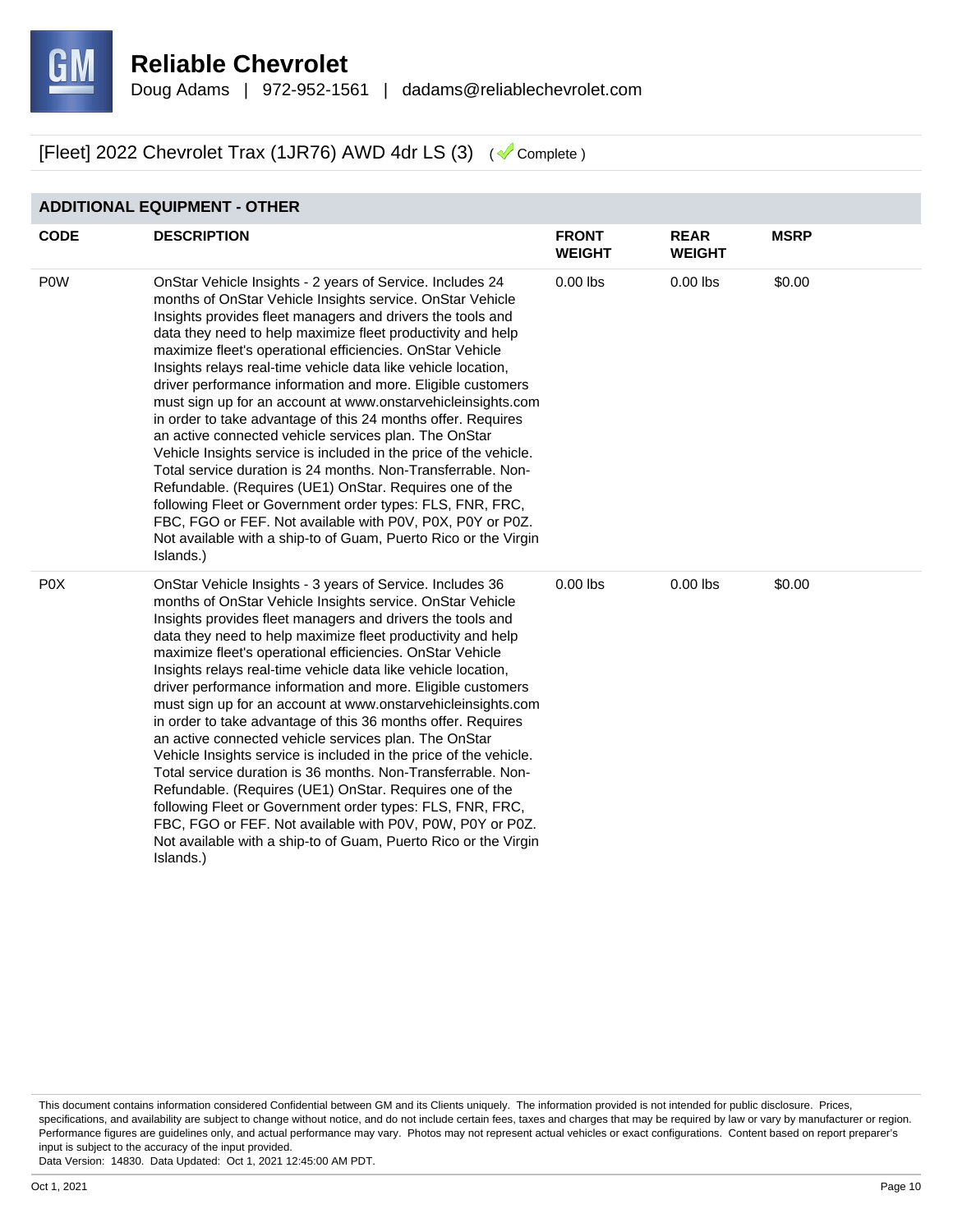# Reliable Chevrolet

Doug Adams | 972-952-1561 | dadams@reliablechevrolet.com

## [Fleet] 2022 Chevrolet Trax (1JR76) AWD 4dr LS (3) ( Complete )

### ADDITIONAL EQUIPMENT - OTHER

| CODE | DESCRIPTION | FRONT WEIGHT | REAR WEIGHT | MSRP |
|---|---|---|---|---|
| P0W | OnStar Vehicle Insights - 2 years of Service. Includes 24 months of OnStar Vehicle Insights service. OnStar Vehicle Insights provides fleet managers and drivers the tools and data they need to help maximize fleet productivity and help maximize fleet's operational efficiencies. OnStar Vehicle Insights relays real-time vehicle data like vehicle location, driver performance information and more. Eligible customers must sign up for an account at www.onstarvehicleinsights.com in order to take advantage of this 24 months offer. Requires an active connected vehicle services plan. The OnStar Vehicle Insights service is included in the price of the vehicle. Total service duration is 24 months. Non-Transferrable. Non-Refundable. (Requires (UE1) OnStar. Requires one of the following Fleet or Government order types: FLS, FNR, FRC, FBC, FGO or FEF. Not available with P0V, P0X, P0Y or P0Z. Not available with a ship-to of Guam, Puerto Rico or the Virgin Islands.) | 0.00 lbs | 0.00 lbs | $0.00 |
| P0X | OnStar Vehicle Insights - 3 years of Service. Includes 36 months of OnStar Vehicle Insights service. OnStar Vehicle Insights provides fleet managers and drivers the tools and data they need to help maximize fleet productivity and help maximize fleet's operational efficiencies. OnStar Vehicle Insights relays real-time vehicle data like vehicle location, driver performance information and more. Eligible customers must sign up for an account at www.onstarvehicleinsights.com in order to take advantage of this 36 months offer. Requires an active connected vehicle services plan. The OnStar Vehicle Insights service is included in the price of the vehicle. Total service duration is 36 months. Non-Transferrable. Non-Refundable. (Requires (UE1) OnStar. Requires one of the following Fleet or Government order types: FLS, FNR, FRC, FBC, FGO or FEF. Not available with P0V, P0W, P0Y or P0Z. Not available with a ship-to of Guam, Puerto Rico or the Virgin Islands.) | 0.00 lbs | 0.00 lbs | $0.00 |

This document contains information considered Confidential between GM and its Clients uniquely. The information provided is not intended for public disclosure. Prices, specifications, and availability are subject to change without notice, and do not include certain fees, taxes and charges that may be required by law or vary by manufacturer or region. Performance figures are guidelines only, and actual performance may vary. Photos may not represent actual vehicles or exact configurations. Content based on report preparer's input is subject to the accuracy of the input provided.
Data Version: 14830. Data Updated: Oct 1, 2021 12:45:00 AM PDT.

Oct 1, 2021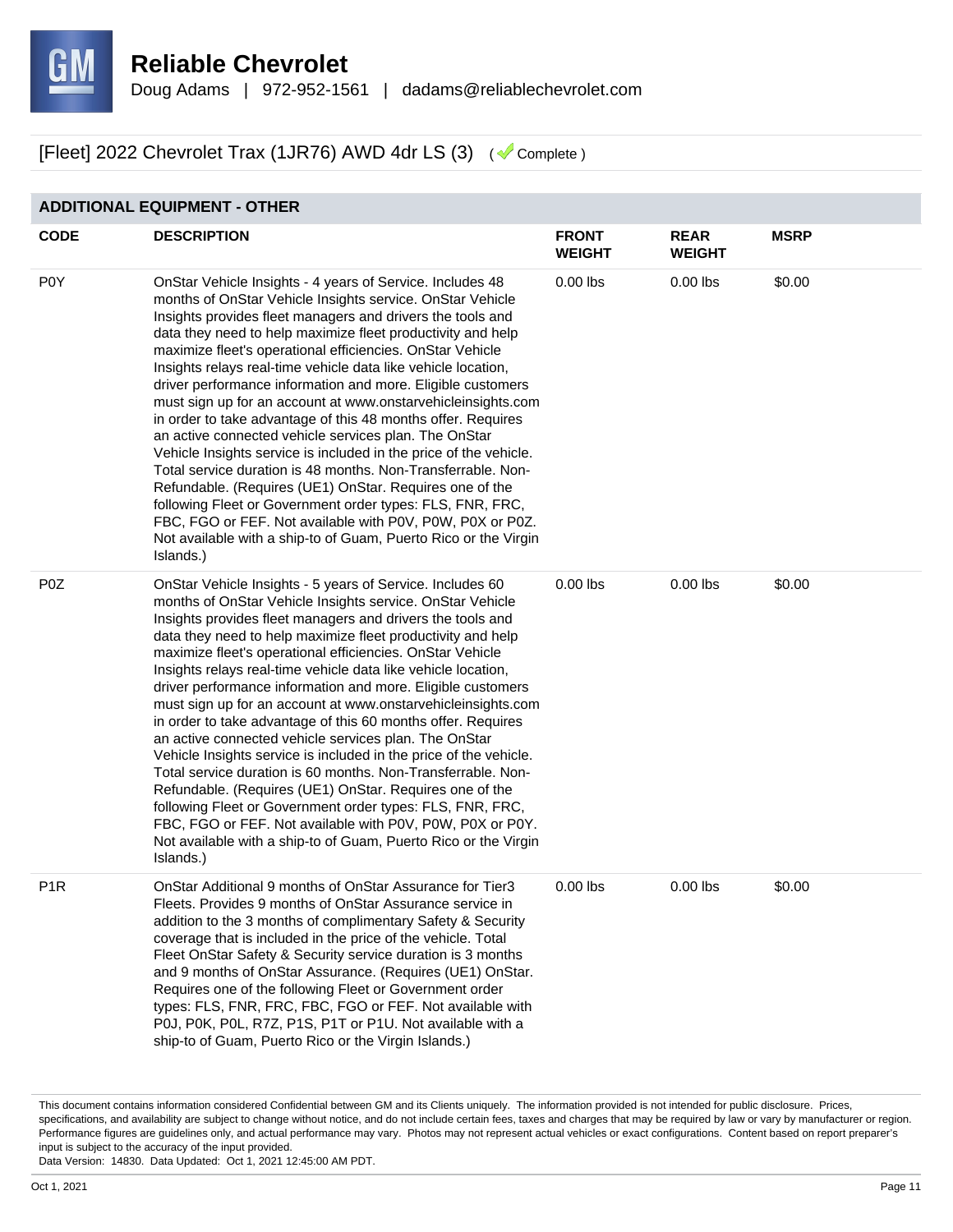# Reliable Chevrolet

Doug Adams | 972-952-1561 | dadams@reliablechevrolet.com

[Fleet] 2022 Chevrolet Trax (1JR76) AWD 4dr LS (3) ( Complete )

## ADDITIONAL EQUIPMENT - OTHER

| CODE | DESCRIPTION | FRONT WEIGHT | REAR WEIGHT | MSRP |
|---|---|---|---|---|
| P0Y | OnStar Vehicle Insights - 4 years of Service. Includes 48 months of OnStar Vehicle Insights service. OnStar Vehicle Insights provides fleet managers and drivers the tools and data they need to help maximize fleet productivity and help maximize fleet's operational efficiencies. OnStar Vehicle Insights relays real-time vehicle data like vehicle location, driver performance information and more. Eligible customers must sign up for an account at www.onstarvehicleinsights.com in order to take advantage of this 48 months offer. Requires an active connected vehicle services plan. The OnStar Vehicle Insights service is included in the price of the vehicle. Total service duration is 48 months. Non-Transferrable. Non-Refundable. (Requires (UE1) OnStar. Requires one of the following Fleet or Government order types: FLS, FNR, FRC, FBC, FGO or FEF. Not available with P0V, P0W, P0X or P0Z. Not available with a ship-to of Guam, Puerto Rico or the Virgin Islands.) | 0.00 lbs | 0.00 lbs | $0.00 |
| P0Z | OnStar Vehicle Insights - 5 years of Service. Includes 60 months of OnStar Vehicle Insights service. OnStar Vehicle Insights provides fleet managers and drivers the tools and data they need to help maximize fleet productivity and help maximize fleet's operational efficiencies. OnStar Vehicle Insights relays real-time vehicle data like vehicle location, driver performance information and more. Eligible customers must sign up for an account at www.onstarvehicleinsights.com in order to take advantage of this 60 months offer. Requires an active connected vehicle services plan. The OnStar Vehicle Insights service is included in the price of the vehicle. Total service duration is 60 months. Non-Transferrable. Non-Refundable. (Requires (UE1) OnStar. Requires one of the following Fleet or Government order types: FLS, FNR, FRC, FBC, FGO or FEF. Not available with P0V, P0W, P0X or P0Y. Not available with a ship-to of Guam, Puerto Rico or the Virgin Islands.) | 0.00 lbs | 0.00 lbs | $0.00 |
| P1R | OnStar Additional 9 months of OnStar Assurance for Tier3 Fleets. Provides 9 months of OnStar Assurance service in addition to the 3 months of complimentary Safety & Security coverage that is included in the price of the vehicle. Total Fleet OnStar Safety & Security service duration is 3 months and 9 months of OnStar Assurance. (Requires (UE1) OnStar. Requires one of the following Fleet or Government order types: FLS, FNR, FRC, FBC, FGO or FEF. Not available with P0J, P0K, P0L, R7Z, P1S, P1T or P1U. Not available with a ship-to of Guam, Puerto Rico or the Virgin Islands.) | 0.00 lbs | 0.00 lbs | $0.00 |

This document contains information considered Confidential between GM and its Clients uniquely. The information provided is not intended for public disclosure. Prices, specifications, and availability are subject to change without notice, and do not include certain fees, taxes and charges that may be required by law or vary by manufacturer or region. Performance figures are guidelines only, and actual performance may vary. Photos may not represent actual vehicles or exact configurations. Content based on report preparer's input is subject to the accuracy of the input provided.
Data Version: 14830. Data Updated: Oct 1, 2021 12:45:00 AM PDT.

Oct 1, 2021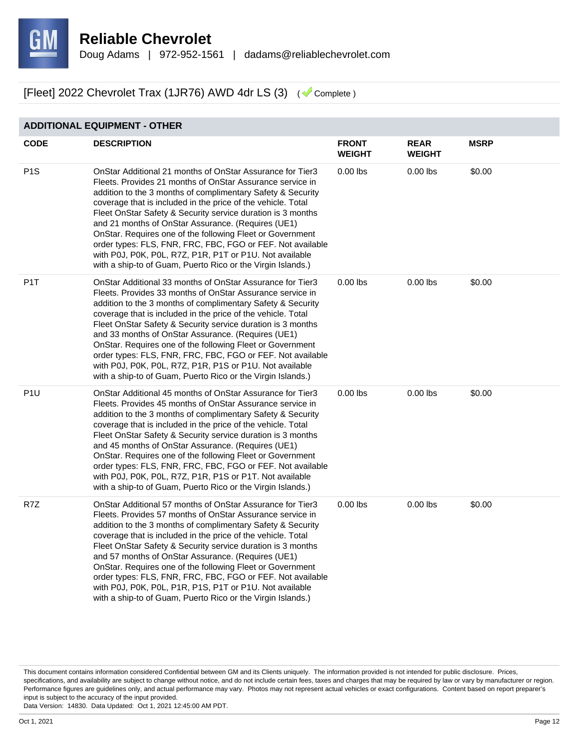# Reliable Chevrolet

Doug Adams | 972-952-1561 | dadams@reliablechevrolet.com

[Fleet] 2022 Chevrolet Trax (1JR76) AWD 4dr LS (3) ( Complete )

## ADDITIONAL EQUIPMENT - OTHER

| CODE | DESCRIPTION | FRONT WEIGHT | REAR WEIGHT | MSRP |
|---|---|---|---|---|
| P1S | OnStar Additional 21 months of OnStar Assurance for Tier3 Fleets. Provides 21 months of OnStar Assurance service in addition to the 3 months of complimentary Safety & Security coverage that is included in the price of the vehicle. Total Fleet OnStar Safety & Security service duration is 3 months and 21 months of OnStar Assurance. (Requires (UE1) OnStar. Requires one of the following Fleet or Government order types: FLS, FNR, FRC, FBC, FGO or FEF. Not available with P0J, P0K, P0L, R7Z, P1R, P1T or P1U. Not available with a ship-to of Guam, Puerto Rico or the Virgin Islands.) | 0.00 lbs | 0.00 lbs | $0.00 |
| P1T | OnStar Additional 33 months of OnStar Assurance for Tier3 Fleets. Provides 33 months of OnStar Assurance service in addition to the 3 months of complimentary Safety & Security coverage that is included in the price of the vehicle. Total Fleet OnStar Safety & Security service duration is 3 months and 33 months of OnStar Assurance. (Requires (UE1) OnStar. Requires one of the following Fleet or Government order types: FLS, FNR, FRC, FBC, FGO or FEF. Not available with P0J, P0K, P0L, R7Z, P1R, P1S or P1U. Not available with a ship-to of Guam, Puerto Rico or the Virgin Islands.) | 0.00 lbs | 0.00 lbs | $0.00 |
| P1U | OnStar Additional 45 months of OnStar Assurance for Tier3 Fleets. Provides 45 months of OnStar Assurance service in addition to the 3 months of complimentary Safety & Security coverage that is included in the price of the vehicle. Total Fleet OnStar Safety & Security service duration is 3 months and 45 months of OnStar Assurance. (Requires (UE1) OnStar. Requires one of the following Fleet or Government order types: FLS, FNR, FRC, FBC, FGO or FEF. Not available with P0J, P0K, P0L, R7Z, P1R, P1S or P1T. Not available with a ship-to of Guam, Puerto Rico or the Virgin Islands.) | 0.00 lbs | 0.00 lbs | $0.00 |
| R7Z | OnStar Additional 57 months of OnStar Assurance for Tier3 Fleets. Provides 57 months of OnStar Assurance service in addition to the 3 months of complimentary Safety & Security coverage that is included in the price of the vehicle. Total Fleet OnStar Safety & Security service duration is 3 months and 57 months of OnStar Assurance. (Requires (UE1) OnStar. Requires one of the following Fleet or Government order types: FLS, FNR, FRC, FBC, FGO or FEF. Not available with P0J, P0K, P0L, P1R, P1S, P1T or P1U. Not available with a ship-to of Guam, Puerto Rico or the Virgin Islands.) | 0.00 lbs | 0.00 lbs | $0.00 |

This document contains information considered Confidential between GM and its Clients uniquely. The information provided is not intended for public disclosure. Prices, specifications, and availability are subject to change without notice, and do not include certain fees, taxes and charges that may be required by law or vary by manufacturer or region. Performance figures are guidelines only, and actual performance may vary. Photos may not represent actual vehicles or exact configurations. Content based on report preparer's input is subject to the accuracy of the input provided.
Data Version: 14830. Data Updated: Oct 1, 2021 12:45:00 AM PDT.

Oct 1, 2021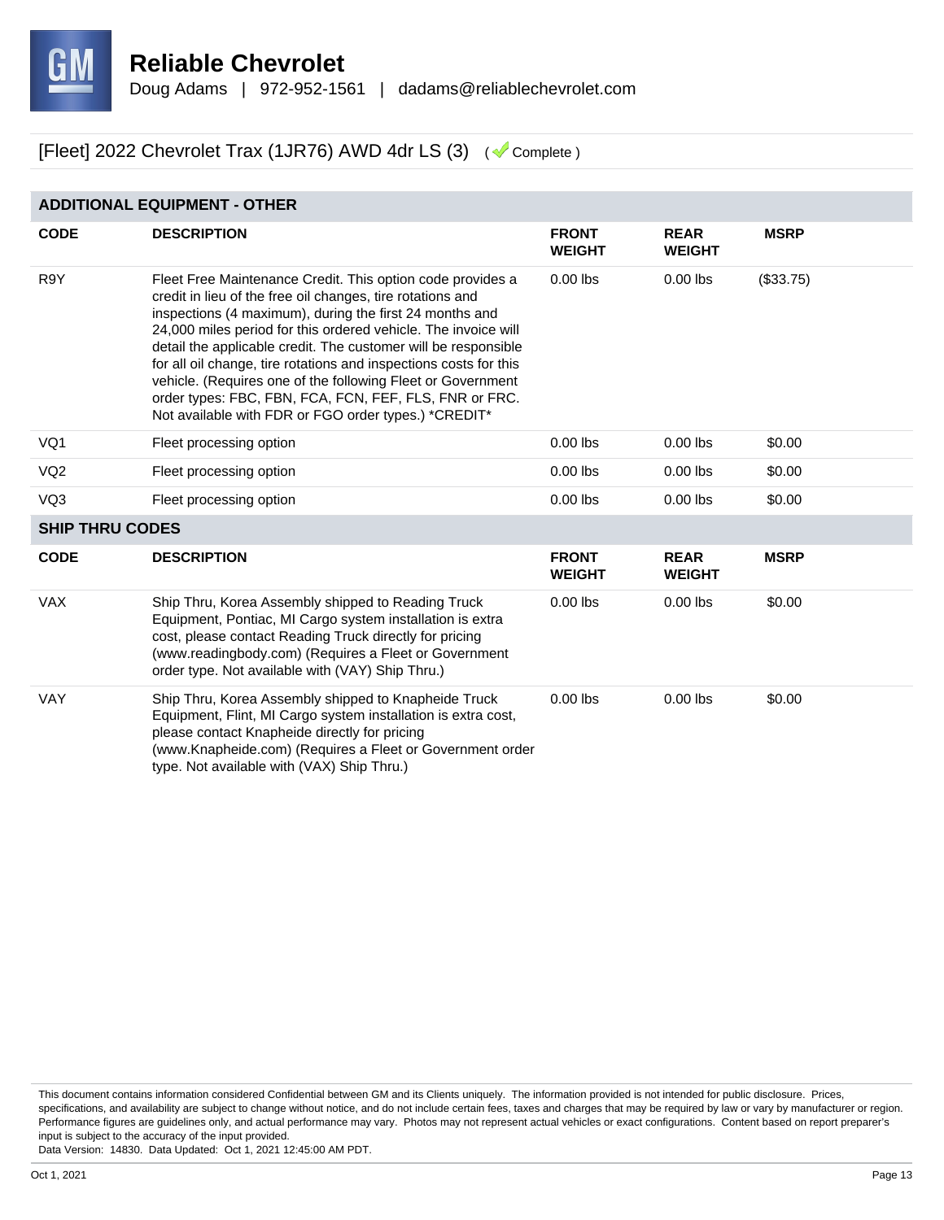# Reliable Chevrolet

Doug Adams | 972-952-1561 | dadams@reliablechevrolet.com

[Fleet] 2022 Chevrolet Trax (1JR76) AWD 4dr LS (3) ( Complete )

## ADDITIONAL EQUIPMENT - OTHER

| CODE | DESCRIPTION | FRONT WEIGHT | REAR WEIGHT | MSRP |
|---|---|---|---|---|
| R9Y | Fleet Free Maintenance Credit. This option code provides a credit in lieu of the free oil changes, tire rotations and inspections (4 maximum), during the first 24 months and 24,000 miles period for this ordered vehicle. The invoice will detail the applicable credit. The customer will be responsible for all oil change, tire rotations and inspections costs for this vehicle. (Requires one of the following Fleet or Government order types: FBC, FBN, FCA, FCN, FEF, FLS, FNR or FRC. Not available with FDR or FGO order types.) *CREDIT* | 0.00 lbs | 0.00 lbs | ($33.75) |
| VQ1 | Fleet processing option | 0.00 lbs | 0.00 lbs | $0.00 |
| VQ2 | Fleet processing option | 0.00 lbs | 0.00 lbs | $0.00 |
| VQ3 | Fleet processing option | 0.00 lbs | 0.00 lbs | $0.00 |

## SHIP THRU CODES

| CODE | DESCRIPTION | FRONT WEIGHT | REAR WEIGHT | MSRP |
|---|---|---|---|---|
| VAX | Ship Thru, Korea Assembly shipped to Reading Truck Equipment, Pontiac, MI Cargo system installation is extra cost, please contact Reading Truck directly for pricing (www.readingbody.com) (Requires a Fleet or Government order type. Not available with (VAY) Ship Thru.) | 0.00 lbs | 0.00 lbs | $0.00 |
| VAY | Ship Thru, Korea Assembly shipped to Knapheide Truck Equipment, Flint, MI Cargo system installation is extra cost, please contact Knapheide directly for pricing (www.Knapheide.com) (Requires a Fleet or Government order type. Not available with (VAX) Ship Thru.) | 0.00 lbs | 0.00 lbs | $0.00 |

This document contains information considered Confidential between GM and its Clients uniquely. The information provided is not intended for public disclosure. Prices, specifications, and availability are subject to change without notice, and do not include certain fees, taxes and charges that may be required by law or vary by manufacturer or region. Performance figures are guidelines only, and actual performance may vary. Photos may not represent actual vehicles or exact configurations. Content based on report preparer's input is subject to the accuracy of the input provided.
Data Version: 14830. Data Updated: Oct 1, 2021 12:45:00 AM PDT.

Oct 1, 2021